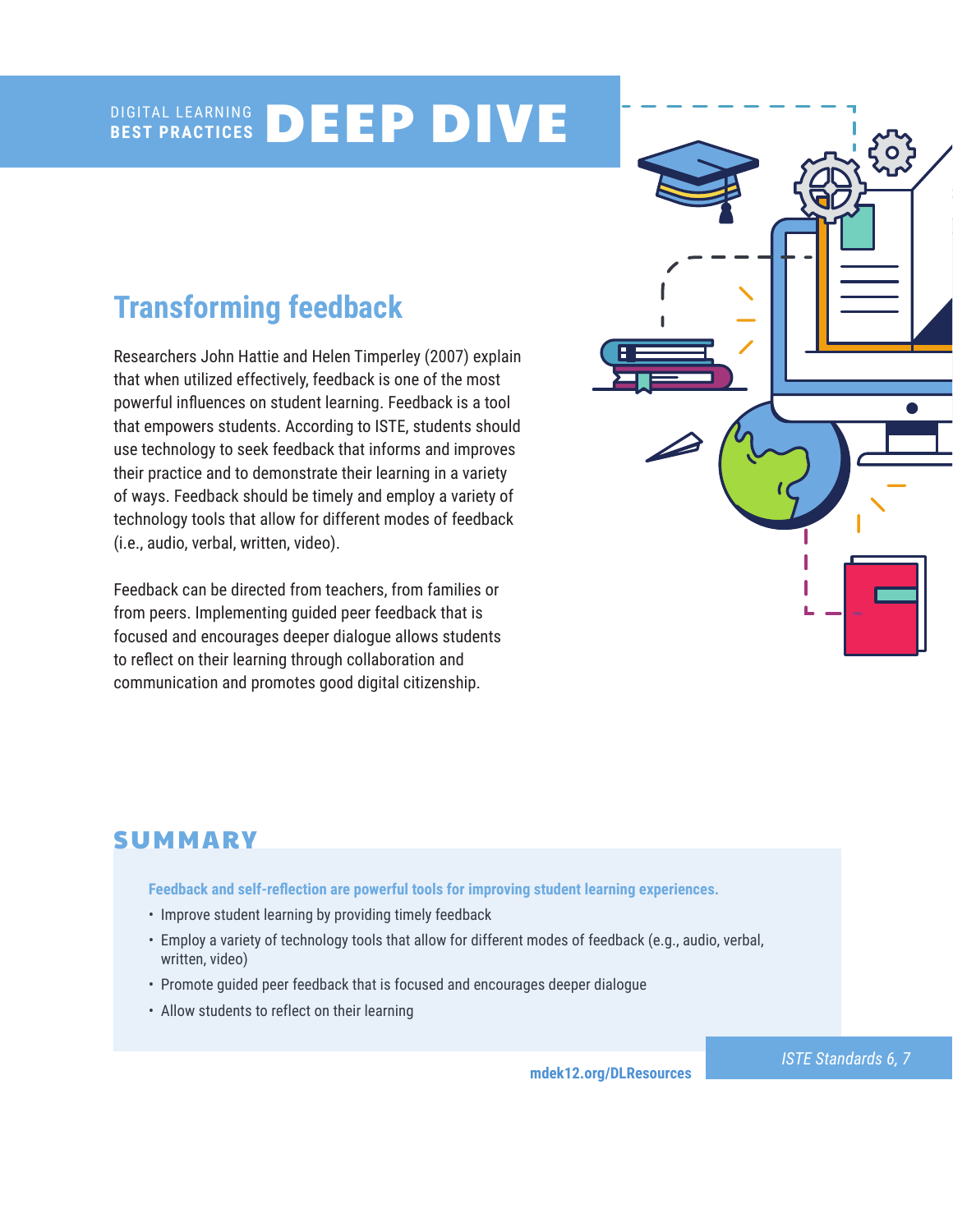DIGITAL LEARNING **BEST PRACTICES** **DEEP DIVE**

## Transforming feedback

Researchers John Hattie and Helen Timperley (2007) explain that when utilized effectively, feedback is one of the most powerful influences on student learning. Feedback is a tool that empowers students. According to ISTE, students should use technology to seek feedback that informs and improves their practice and to demonstrate their learning in a variety of ways. Feedback should be timely and employ a variety of technology tools that allow for different modes of feedback (i.e., audio, verbal, written, video).

Feedback can be directed from teachers, from families or from peers. Implementing guided peer feedback that is focused and encourages deeper dialogue allows students to reflect on their learning through collaboration and communication and promotes good digital citizenship.

## SUMMARY

**Feedback and self-reflection are powerful tools for improving student learning experiences.**

- Improve student learning by providing timely feedback
- Employ a variety of technology tools that allow for different modes of feedback (e.g., audio, verbal, written, video)
- Promote guided peer feedback that is focused and encourages deeper dialogue
- Allow students to reflect on their learning

**mdek12.org/DLResources**

*ISTE Standards 6, 7*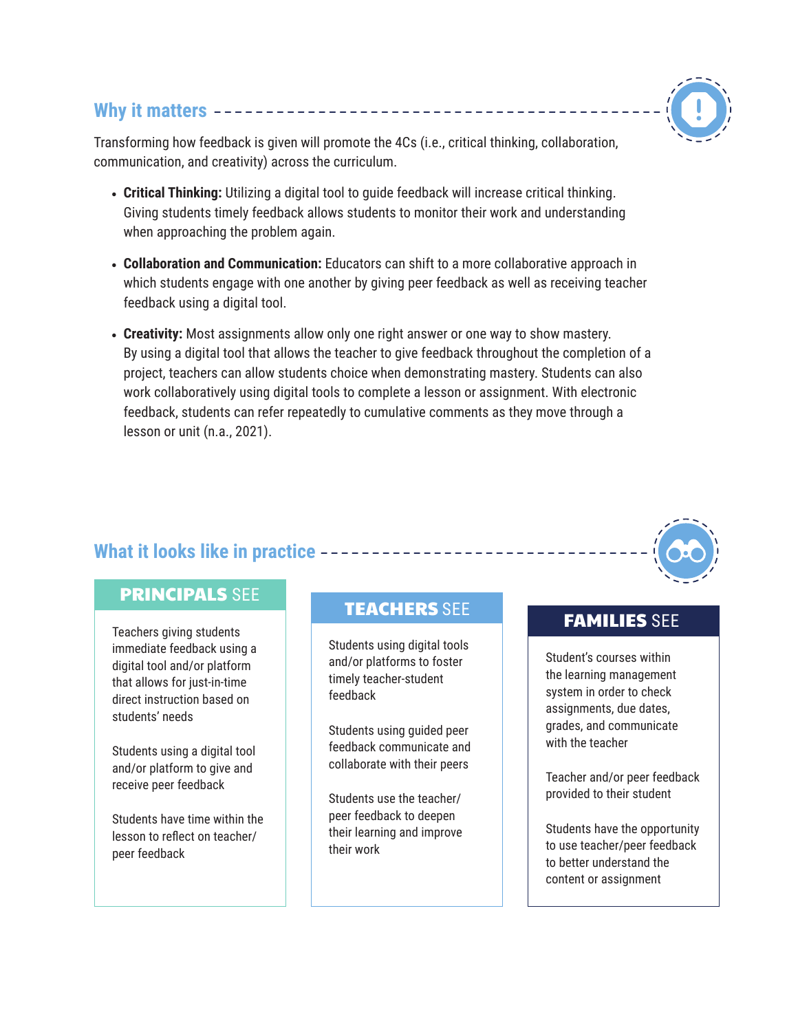## Why it matters

Transforming how feedback is given will promote the 4Cs (i.e., critical thinking, collaboration, communication, and creativity) across the curriculum.

- **Critical Thinking:** Utilizing a digital tool to guide feedback will increase critical thinking. Giving students timely feedback allows students to monitor their work and understanding when approaching the problem again.
- **Collaboration and Communication:** Educators can shift to a more collaborative approach in which students engage with one another by giving peer feedback as well as receiving teacher feedback using a digital tool.
- **Creativity:** Most assignments allow only one right answer or one way to show mastery. By using a digital tool that allows the teacher to give feedback throughout the completion of a project, teachers can allow students choice when demonstrating mastery. Students can also work collaboratively using digital tools to complete a lesson or assignment. With electronic feedback, students can refer repeatedly to cumulative comments as they move through a lesson or unit (n.a., 2021).

## What it looks like in practice

### PRINCIPALS SEE

Teachers giving students immediate feedback using a digital tool and/or platform that allows for just-in-time direct instruction based on students' needs

Students using a digital tool and/or platform to give and receive peer feedback

Students have time within the lesson to reflect on teacher/ peer feedback

### TEACHERS SEE

Students using digital tools and/or platforms to foster timely teacher-student feedback

Students using guided peer feedback communicate and collaborate with their peers

Students use the teacher/ peer feedback to deepen their learning and improve their work

### FAMILIES SEE

Student's courses within the learning management system in order to check assignments, due dates, grades, and communicate with the teacher

Teacher and/or peer feedback provided to their student

Students have the opportunity to use teacher/peer feedback to better understand the content or assignment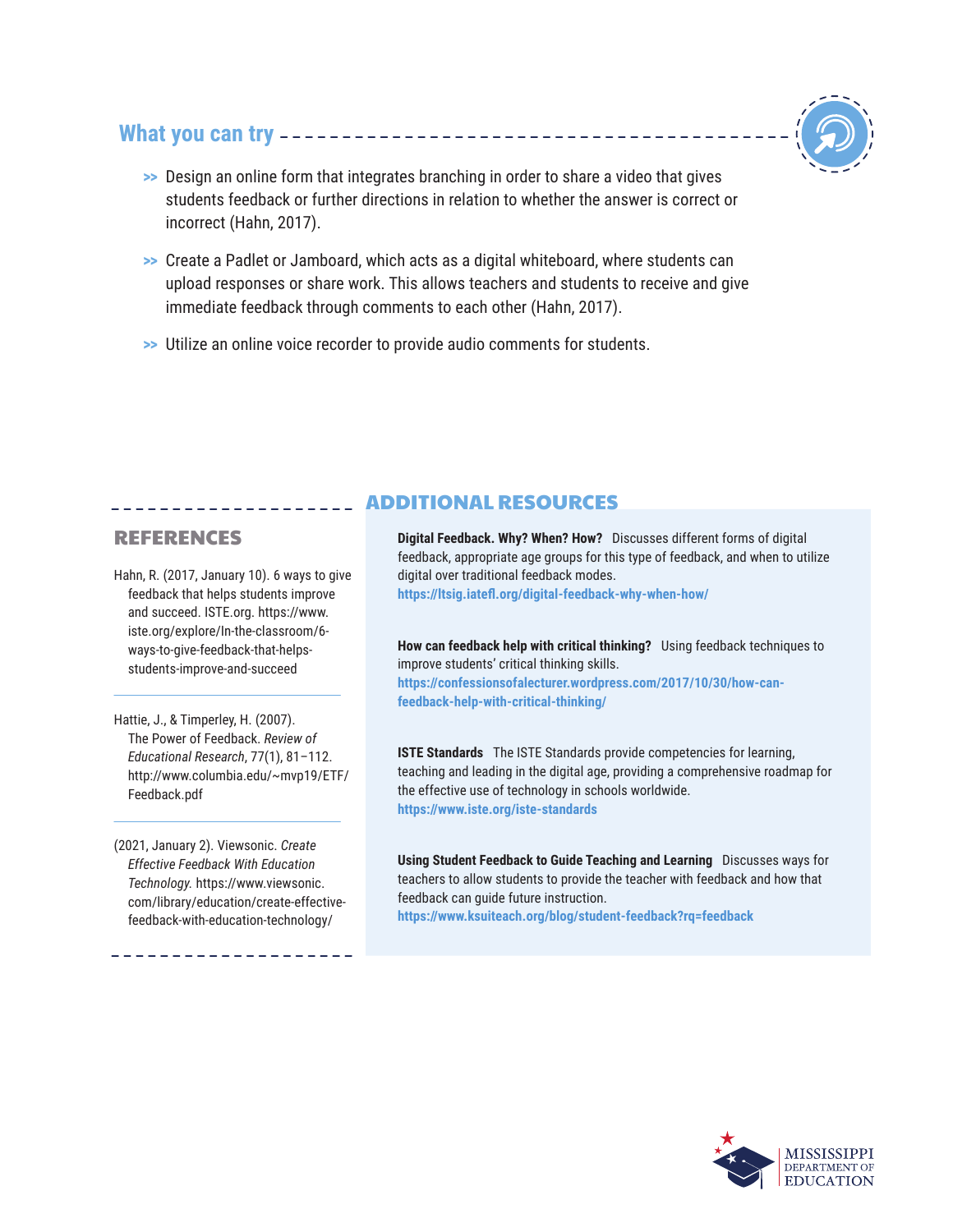## What you can try

- Design an online form that integrates branching in order to share a video that gives students feedback or further directions in relation to whether the answer is correct or incorrect (Hahn, 2017).
- Create a Padlet or Jamboard, which acts as a digital whiteboard, where students can upload responses or share work. This allows teachers and students to receive and give immediate feedback through comments to each other (Hahn, 2017).
- Utilize an online voice recorder to provide audio comments for students.

## REFERENCES

Hahn, R. (2017, January 10). 6 ways to give feedback that helps students improve and succeed. ISTE.org. https://www.iste.org/explore/In-the-classroom/6-ways-to-give-feedback-that-helps-students-improve-and-succeed

Hattie, J., & Timperley, H. (2007). The Power of Feedback. *Review of Educational Research*, 77(1), 81–112. http://www.columbia.edu/~mvp19/ETF/Feedback.pdf

(2021, January 2). Viewsonic. *Create Effective Feedback With Education Technology.* https://www.viewsonic.com/library/education/create-effective-feedback-with-education-technology/

## ADDITIONAL RESOURCES

**Digital Feedback. Why? When? How?** Discusses different forms of digital feedback, appropriate age groups for this type of feedback, and when to utilize digital over traditional feedback modes.
**https://ltsig.iatefl.org/digital-feedback-why-when-how/**

**How can feedback help with critical thinking?** Using feedback techniques to improve students' critical thinking skills.
**https://confessionsofalecturer.wordpress.com/2017/10/30/how-can-feedback-help-with-critical-thinking/**

**ISTE Standards** The ISTE Standards provide competencies for learning, teaching and leading in the digital age, providing a comprehensive roadmap for the effective use of technology in schools worldwide.
**https://www.iste.org/iste-standards**

**Using Student Feedback to Guide Teaching and Learning** Discusses ways for teachers to allow students to provide the teacher with feedback and how that feedback can guide future instruction.
**https://www.ksuiteach.org/blog/student-feedback?rq=feedback**

MISSISSIPPI DEPARTMENT OF EDUCATION